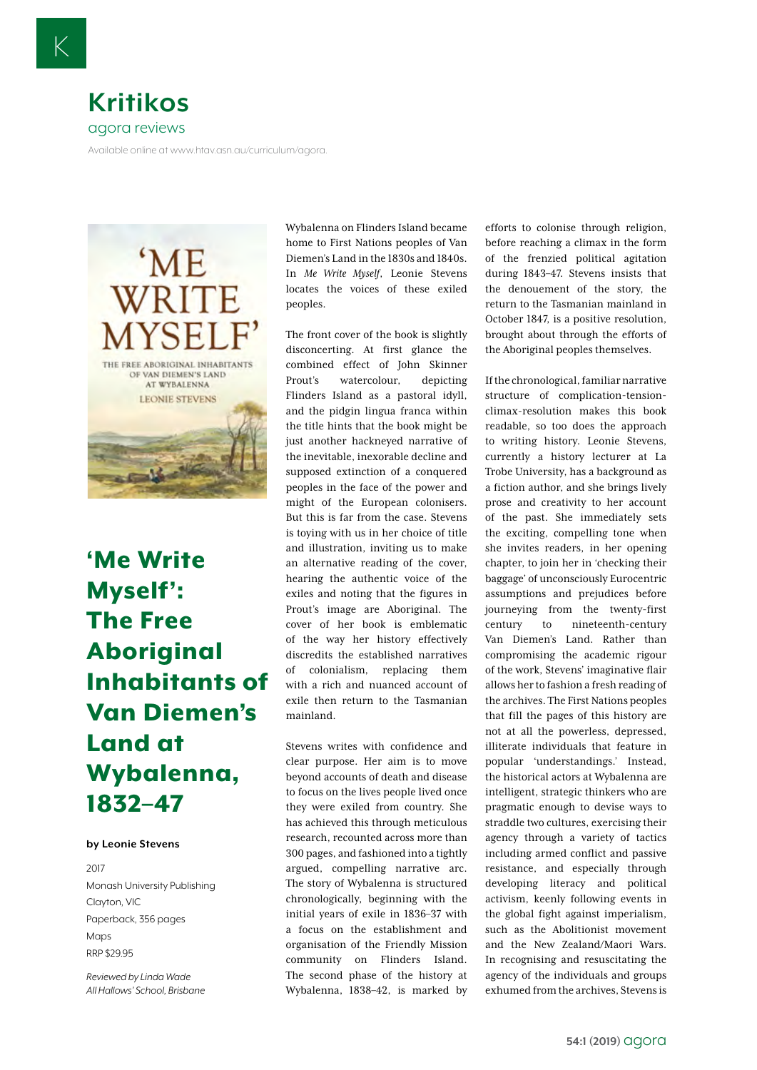# Kritikos

agora reviews

Available online at www.htav.asn.au/curriculum/agora.

## 'Me Write Myself': The Free Aboriginal Inhabitants of Van Diemen's Land at Wybalenna, 1832–47

**by Leonie Stevens**

2017
Monash University Publishing
Clayton, VIC
Paperback, 356 pages
Maps
RRP $29.95

*Reviewed by Linda Wade*
*All Hallows' School, Brisbane*

Wybalenna on Flinders Island became home to First Nations peoples of Van Diemen's Land in the 1830s and 1840s. In *Me Write Myself*, Leonie Stevens locates the voices of these exiled peoples.

The front cover of the book is slightly disconcerting. At first glance the combined effect of John Skinner Prout's watercolour, depicting Flinders Island as a pastoral idyll, and the pidgin lingua franca within the title hints that the book might be just another hackneyed narrative of the inevitable, inexorable decline and supposed extinction of a conquered peoples in the face of the power and might of the European colonisers. But this is far from the case. Stevens is toying with us in her choice of title and illustration, inviting us to make an alternative reading of the cover, hearing the authentic voice of the exiles and noting that the figures in Prout's image are Aboriginal. The cover of her book is emblematic of the way her history effectively discredits the established narratives of colonialism, replacing them with a rich and nuanced account of exile then return to the Tasmanian mainland.

Stevens writes with confidence and clear purpose. Her aim is to move beyond accounts of death and disease to focus on the lives people lived once they were exiled from country. She has achieved this through meticulous research, recounted across more than 300 pages, and fashioned into a tightly argued, compelling narrative arc. The story of Wybalenna is structured chronologically, beginning with the initial years of exile in 1836–37 with a focus on the establishment and organisation of the Friendly Mission community on Flinders Island. The second phase of the history at Wybalenna, 1838–42, is marked by efforts to colonise through religion, before reaching a climax in the form of the frenzied political agitation during 1843–47. Stevens insists that the denouement of the story, the return to the Tasmanian mainland in October 1847, is a positive resolution, brought about through the efforts of the Aboriginal peoples themselves.

If the chronological, familiar narrative structure of complication-tension-climax-resolution makes this book readable, so too does the approach to writing history. Leonie Stevens, currently a history lecturer at La Trobe University, has a background as a fiction author, and she brings lively prose and creativity to her account of the past. She immediately sets the exciting, compelling tone when she invites readers, in her opening chapter, to join her in 'checking their baggage' of unconsciously Eurocentric assumptions and prejudices before journeying from the twenty-first century to nineteenth-century Van Diemen's Land. Rather than compromising the academic rigour of the work, Stevens' imaginative flair allows her to fashion a fresh reading of the archives. The First Nations peoples that fill the pages of this history are not at all the powerless, depressed, illiterate individuals that feature in popular 'understandings.' Instead, the historical actors at Wybalenna are intelligent, strategic thinkers who are pragmatic enough to devise ways to straddle two cultures, exercising their agency through a variety of tactics including armed conflict and passive resistance, and especially through developing literacy and political activism, keenly following events in the global fight against imperialism, such as the Abolitionist movement and the New Zealand/Maori Wars. In recognising and resuscitating the agency of the individuals and groups exhumed from the archives, Stevens is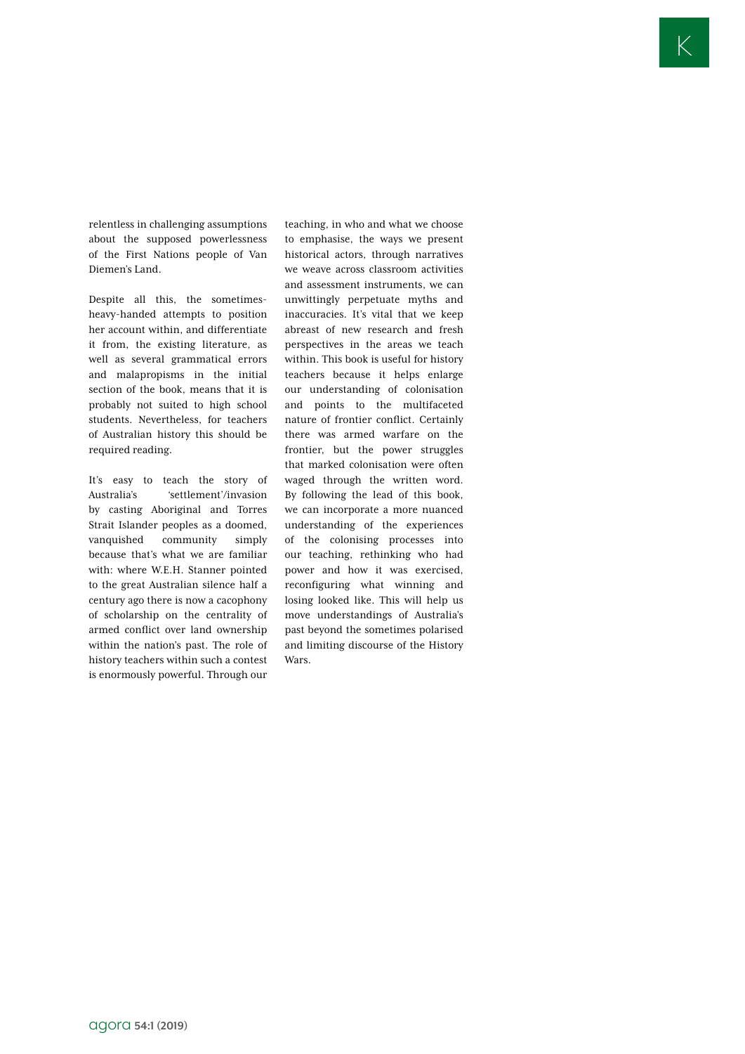relentless in challenging assumptions about the supposed powerlessness of the First Nations people of Van Diemen's Land.

Despite all this, the sometimes-heavy-handed attempts to position her account within, and differentiate it from, the existing literature, as well as several grammatical errors and malapropisms in the initial section of the book, means that it is probably not suited to high school students. Nevertheless, for teachers of Australian history this should be required reading.

It's easy to teach the story of Australia's 'settlement'/invasion by casting Aboriginal and Torres Strait Islander peoples as a doomed, vanquished community simply because that's what we are familiar with: where W.E.H. Stanner pointed to the great Australian silence half a century ago there is now a cacophony of scholarship on the centrality of armed conflict over land ownership within the nation's past. The role of history teachers within such a contest is enormously powerful. Through our teaching, in who and what we choose to emphasise, the ways we present historical actors, through narratives we weave across classroom activities and assessment instruments, we can unwittingly perpetuate myths and inaccuracies. It's vital that we keep abreast of new research and fresh perspectives in the areas we teach within. This book is useful for history teachers because it helps enlarge our understanding of colonisation and points to the multifaceted nature of frontier conflict. Certainly there was armed warfare on the frontier, but the power struggles that marked colonisation were often waged through the written word. By following the lead of this book, we can incorporate a more nuanced understanding of the experiences of the colonising processes into our teaching, rethinking who had power and how it was exercised, reconfiguring what winning and losing looked like. This will help us move understandings of Australia's past beyond the sometimes polarised and limiting discourse of the History Wars.